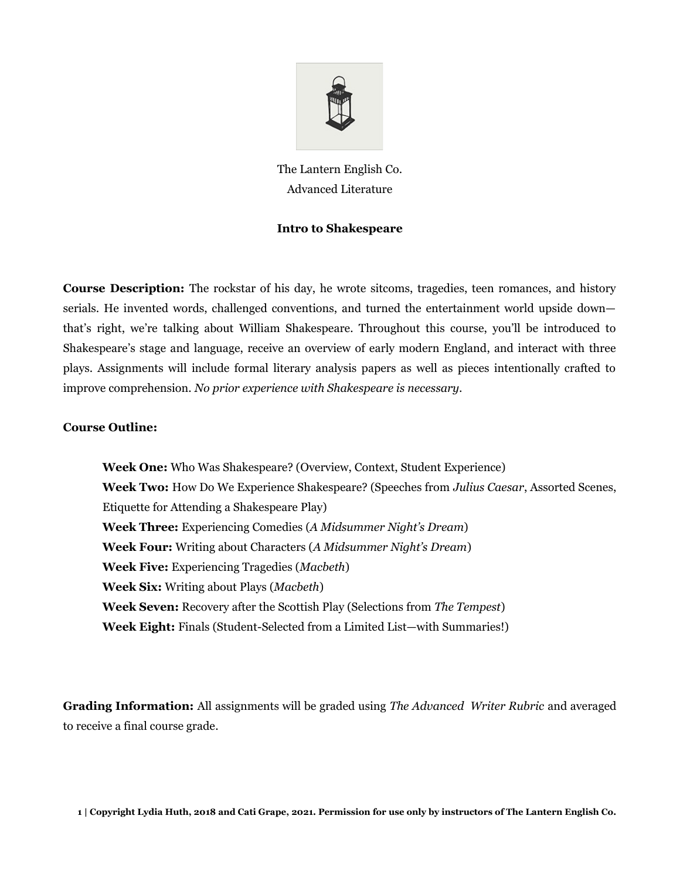The Lantern English Co.
Advanced Literature

# Intro to Shakespeare

**Course Description:** The rockstar of his day, he wrote sitcoms, tragedies, teen romances, and history serials. He invented words, challenged conventions, and turned the entertainment world upside down—that's right, we're talking about William Shakespeare. Throughout this course, you'll be introduced to Shakespeare's stage and language, receive an overview of early modern England, and interact with three plays. Assignments will include formal literary analysis papers as well as pieces intentionally crafted to improve comprehension. *No prior experience with Shakespeare is necessary.*

**Course Outline:**

- **Week One:** Who Was Shakespeare? (Overview, Context, Student Experience)
- **Week Two:** How Do We Experience Shakespeare? (Speeches from *Julius Caesar*, Assorted Scenes, Etiquette for Attending a Shakespeare Play)
- **Week Three:** Experiencing Comedies (*A Midsummer Night's Dream*)
- **Week Four:** Writing about Characters (*A Midsummer Night's Dream*)
- **Week Five:** Experiencing Tragedies (*Macbeth*)
- **Week Six:** Writing about Plays (*Macbeth*)
- **Week Seven:** Recovery after the Scottish Play (Selections from *The Tempest*)
- **Week Eight:** Finals (Student-Selected from a Limited List—with Summaries!)

**Grading Information:** All assignments will be graded using *The Advanced Writer Rubric* and averaged to receive a final course grade.

**1 | Copyright Lydia Huth, 2018 and Cati Grape, 2021. Permission for use only by instructors of The Lantern English Co.**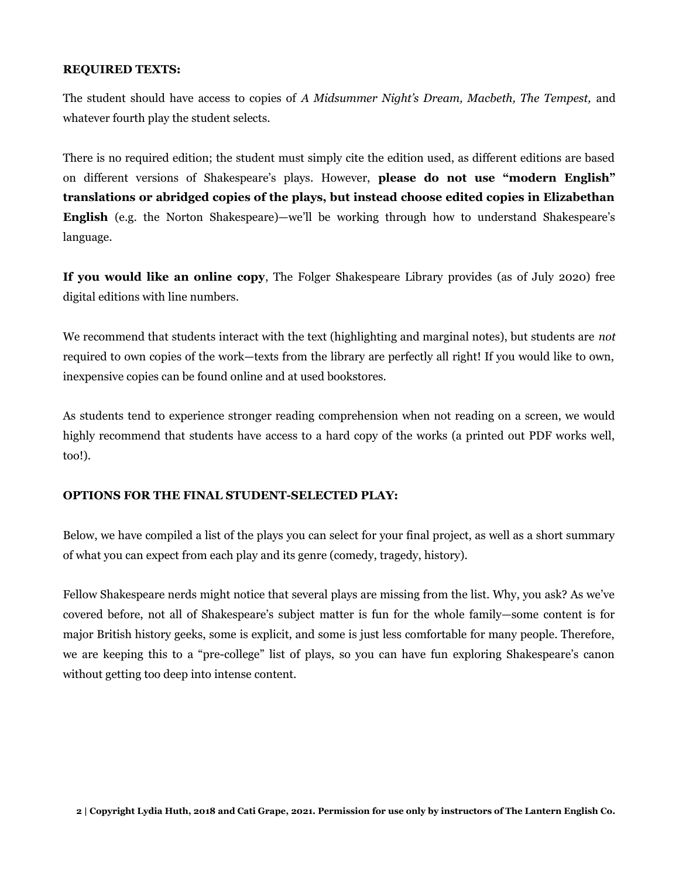**REQUIRED TEXTS:**

The student should have access to copies of *A Midsummer Night's Dream, Macbeth, The Tempest,* and whatever fourth play the student selects.

There is no required edition; the student must simply cite the edition used, as different editions are based on different versions of Shakespeare's plays. However, **please do not use "modern English" translations or abridged copies of the plays, but instead choose edited copies in Elizabethan English** (e.g. the Norton Shakespeare)—we'll be working through how to understand Shakespeare's language.

**If you would like an online copy**, The Folger Shakespeare Library provides (as of July 2020) free digital editions with line numbers.

We recommend that students interact with the text (highlighting and marginal notes), but students are *not* required to own copies of the work—texts from the library are perfectly all right! If you would like to own, inexpensive copies can be found online and at used bookstores.

As students tend to experience stronger reading comprehension when not reading on a screen, we would highly recommend that students have access to a hard copy of the works (a printed out PDF works well, too!).

**OPTIONS FOR THE FINAL STUDENT-SELECTED PLAY:**

Below, we have compiled a list of the plays you can select for your final project, as well as a short summary of what you can expect from each play and its genre (comedy, tragedy, history).

Fellow Shakespeare nerds might notice that several plays are missing from the list. Why, you ask? As we've covered before, not all of Shakespeare's subject matter is fun for the whole family—some content is for major British history geeks, some is explicit, and some is just less comfortable for many people. Therefore, we are keeping this to a "pre-college" list of plays, so you can have fun exploring Shakespeare's canon without getting too deep into intense content.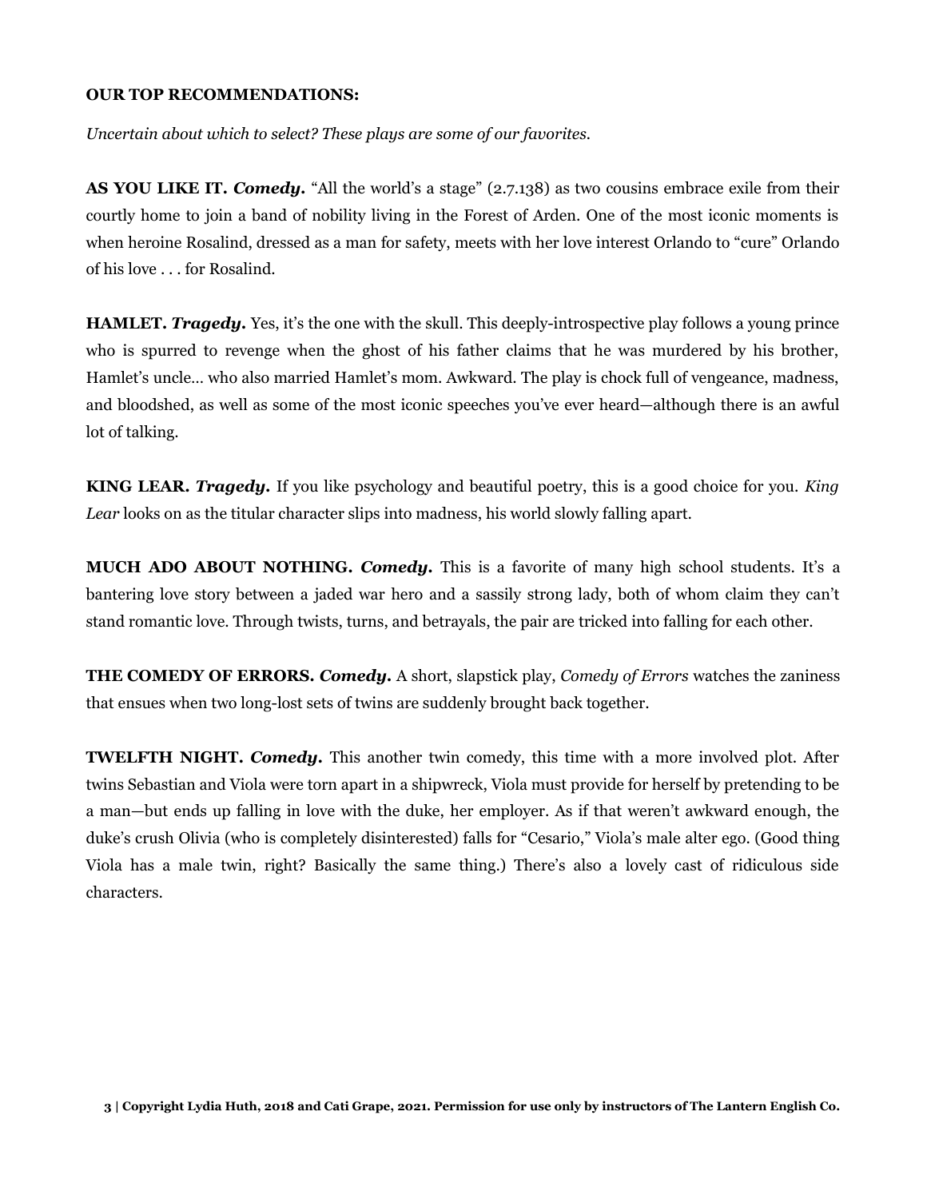**OUR TOP RECOMMENDATIONS:**

*Uncertain about which to select? These plays are some of our favorites.*

**AS YOU LIKE IT.** ***Comedy.*** "All the world's a stage" (2.7.138) as two cousins embrace exile from their courtly home to join a band of nobility living in the Forest of Arden. One of the most iconic moments is when heroine Rosalind, dressed as a man for safety, meets with her love interest Orlando to "cure" Orlando of his love . . . for Rosalind.

**HAMLET.** ***Tragedy.*** Yes, it's the one with the skull. This deeply-introspective play follows a young prince who is spurred to revenge when the ghost of his father claims that he was murdered by his brother, Hamlet's uncle… who also married Hamlet's mom. Awkward. The play is chock full of vengeance, madness, and bloodshed, as well as some of the most iconic speeches you've ever heard—although there is an awful lot of talking.

**KING LEAR.** ***Tragedy.*** If you like psychology and beautiful poetry, this is a good choice for you. *King Lear* looks on as the titular character slips into madness, his world slowly falling apart.

**MUCH ADO ABOUT NOTHING.** ***Comedy.*** This is a favorite of many high school students. It's a bantering love story between a jaded war hero and a sassily strong lady, both of whom claim they can't stand romantic love. Through twists, turns, and betrayals, the pair are tricked into falling for each other.

**THE COMEDY OF ERRORS.** ***Comedy.*** A short, slapstick play, *Comedy of Errors* watches the zaniness that ensues when two long-lost sets of twins are suddenly brought back together.

**TWELFTH NIGHT.** ***Comedy.*** This another twin comedy, this time with a more involved plot. After twins Sebastian and Viola were torn apart in a shipwreck, Viola must provide for herself by pretending to be a man—but ends up falling in love with the duke, her employer. As if that weren't awkward enough, the duke's crush Olivia (who is completely disinterested) falls for "Cesario," Viola's male alter ego. (Good thing Viola has a male twin, right? Basically the same thing.) There's also a lovely cast of ridiculous side characters.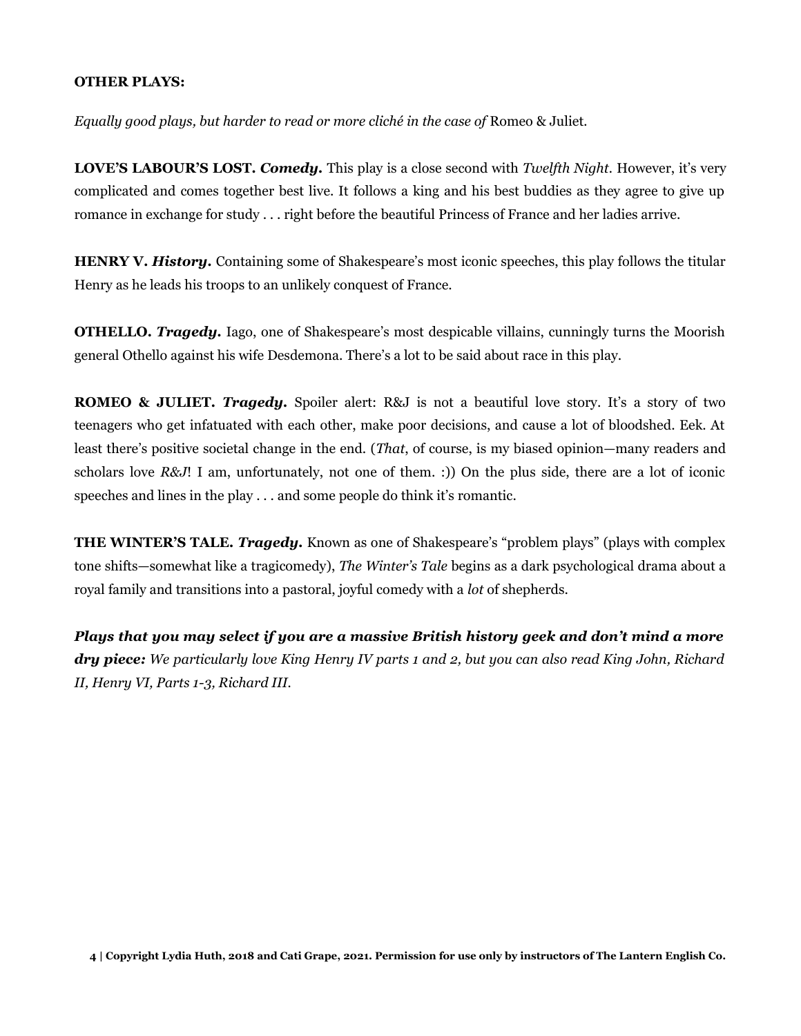**OTHER PLAYS:**

*Equally good plays, but harder to read or more cliché in the case of* Romeo & Juliet.

**LOVE'S LABOUR'S LOST.** ***Comedy.*** This play is a close second with *Twelfth Night*. However, it's very complicated and comes together best live. It follows a king and his best buddies as they agree to give up romance in exchange for study . . . right before the beautiful Princess of France and her ladies arrive.

**HENRY V.** ***History.*** Containing some of Shakespeare's most iconic speeches, this play follows the titular Henry as he leads his troops to an unlikely conquest of France.

**OTHELLO.** ***Tragedy.*** Iago, one of Shakespeare's most despicable villains, cunningly turns the Moorish general Othello against his wife Desdemona. There's a lot to be said about race in this play.

**ROMEO & JULIET.** ***Tragedy.*** Spoiler alert: R&J is not a beautiful love story. It's a story of two teenagers who get infatuated with each other, make poor decisions, and cause a lot of bloodshed. Eek. At least there's positive societal change in the end. (*That*, of course, is my biased opinion—many readers and scholars love *R&J*! I am, unfortunately, not one of them. :)) On the plus side, there are a lot of iconic speeches and lines in the play . . . and some people do think it's romantic.

**THE WINTER'S TALE.** ***Tragedy.*** Known as one of Shakespeare's "problem plays" (plays with complex tone shifts—somewhat like a tragicomedy), *The Winter's Tale* begins as a dark psychological drama about a royal family and transitions into a pastoral, joyful comedy with a *lot* of shepherds.

***Plays that you may select if you are a massive British history geek and don't mind a more dry piece:*** *We particularly love King Henry IV parts 1 and 2, but you can also read King John, Richard II, Henry VI, Parts 1-3, Richard III.*

**Copyright Lydia Huth, 2018 and Cati Grape, 2021. Permission for use only by instructors of The Lantern English Co.**